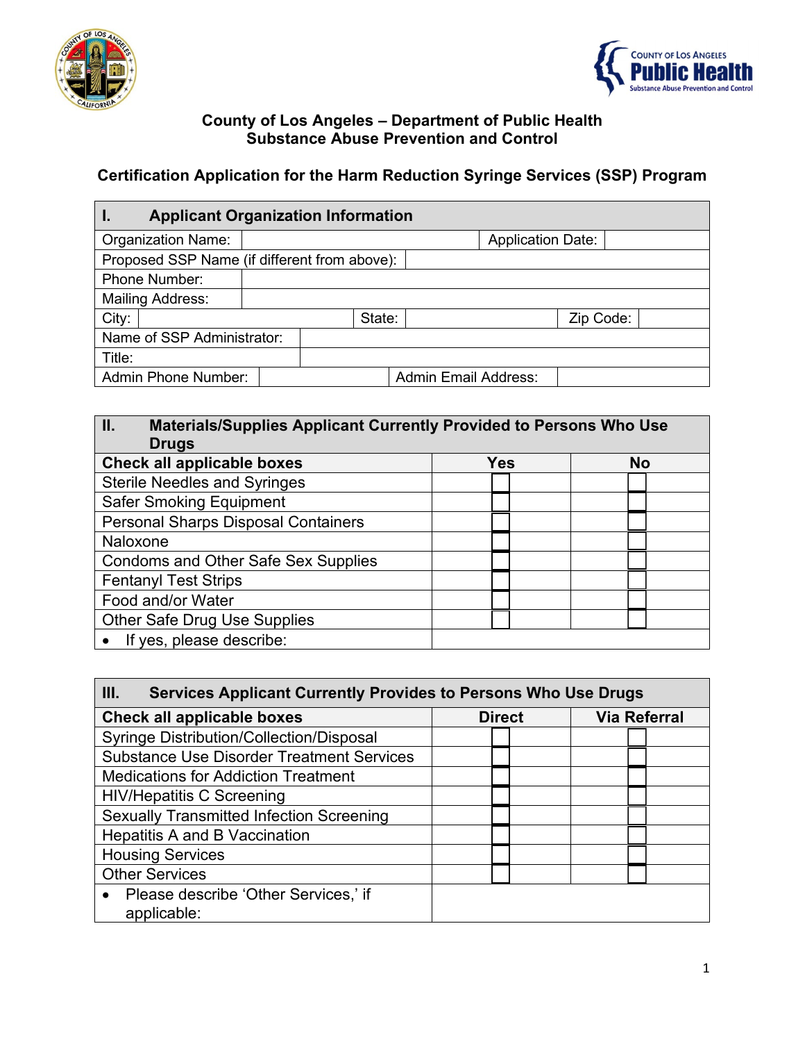# County of Los Angeles – Department of Public Health
## Substance Abuse Prevention and Control

### Certification Application for the Harm Reduction Syringe Services (SSP) Program

| I. Applicant Organization Information | | | |
|---|---|---|---|
| Organization Name: | | Application Date: | |
| Proposed SSP Name (if different from above): | | | |
| Phone Number: | | | |
| Mailing Address: | | | |
| City: | State: | Zip Code: | |
| Name of SSP Administrator: | | | |
| Title: | | | |
| Admin Phone Number: | | Admin Email Address: | |

| II. Materials/Supplies Applicant Currently Provided to Persons Who Use Drugs | | |
|---|---|---|
| **Check all applicable boxes** | **Yes** | **No** |
| Sterile Needles and Syringes | ☐ | ☐ |
| Safer Smoking Equipment | ☐ | ☐ |
| Personal Sharps Disposal Containers | ☐ | ☐ |
| Naloxone | ☐ | ☐ |
| Condoms and Other Safe Sex Supplies | ☐ | ☐ |
| Fentanyl Test Strips | ☐ | ☐ |
| Food and/or Water | ☐ | ☐ |
| Other Safe Drug Use Supplies | ☐ | ☐ |
| • If yes, please describe: | | |

| III. Services Applicant Currently Provides to Persons Who Use Drugs | | |
|---|---|---|
| **Check all applicable boxes** | **Direct** | **Via Referral** |
| Syringe Distribution/Collection/Disposal | ☐ | ☐ |
| Substance Use Disorder Treatment Services | ☐ | ☐ |
| Medications for Addiction Treatment | ☐ | ☐ |
| HIV/Hepatitis C Screening | ☐ | ☐ |
| Sexually Transmitted Infection Screening | ☐ | ☐ |
| Hepatitis A and B Vaccination | ☐ | ☐ |
| Housing Services | ☐ | ☐ |
| Other Services | ☐ | ☐ |
| • Please describe 'Other Services,' if applicable: | | |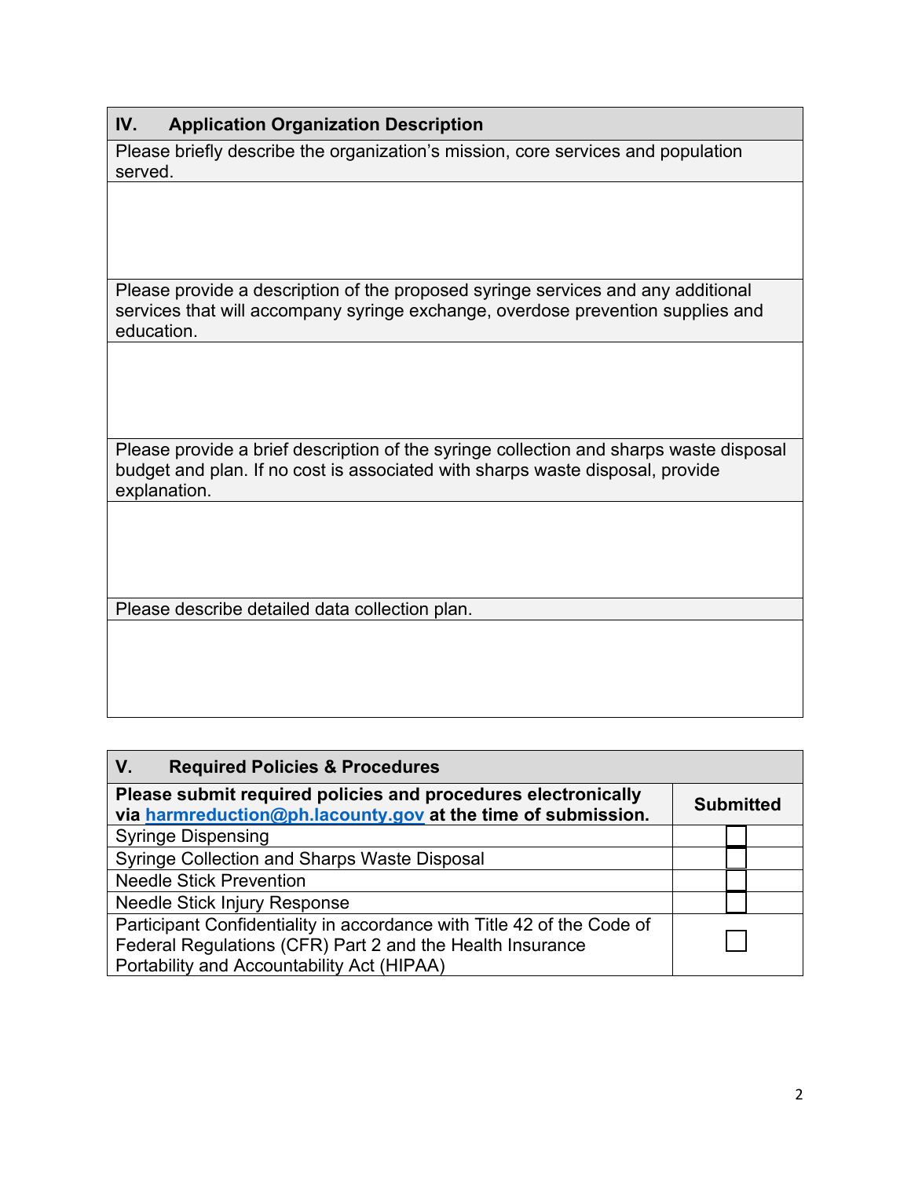## IV. Application Organization Description

Please briefly describe the organization's mission, core services and population served.

Please provide a description of the proposed syringe services and any additional services that will accompany syringe exchange, overdose prevention supplies and education.

Please provide a brief description of the syringe collection and sharps waste disposal budget and plan. If no cost is associated with sharps waste disposal, provide explanation.

Please describe detailed data collection plan.

## V. Required Policies & Procedures

| Please submit required policies and procedures electronically via harmreduction@ph.lacounty.gov at the time of submission. | Submitted |
|---|---|
| Syringe Dispensing | ☐ |
| Syringe Collection and Sharps Waste Disposal | ☐ |
| Needle Stick Prevention | ☐ |
| Needle Stick Injury Response | ☐ |
| Participant Confidentiality in accordance with Title 42 of the Code of Federal Regulations (CFR) Part 2 and the Health Insurance Portability and Accountability Act (HIPAA) | ☐ |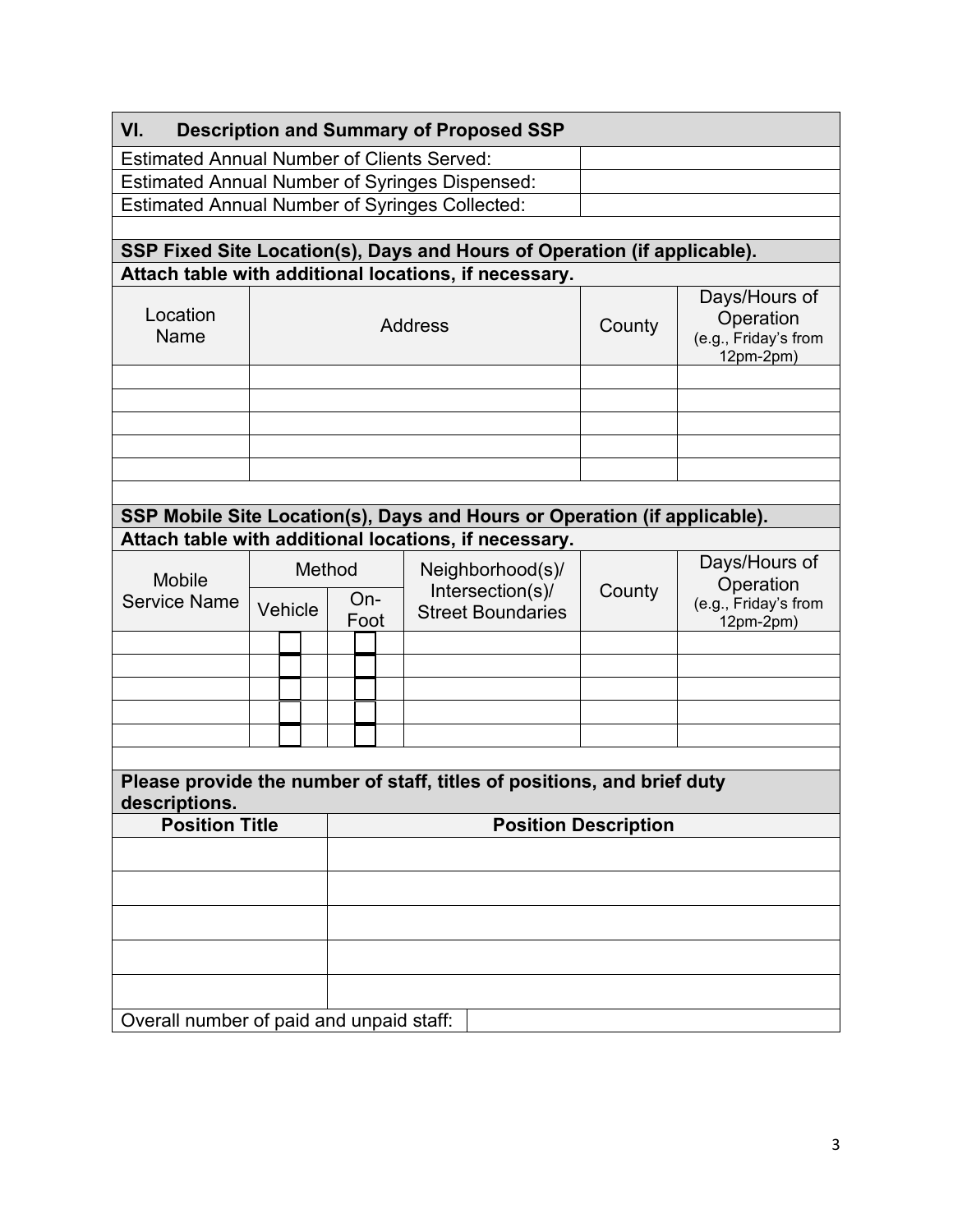## VI. Description and Summary of Proposed SSP

| | |
|---|---|
| Estimated Annual Number of Clients Served: | |
| Estimated Annual Number of Syringes Dispensed: | |
| Estimated Annual Number of Syringes Collected: | |

**SSP Fixed Site Location(s), Days and Hours of Operation (if applicable).**

**Attach table with additional locations, if necessary.**

| Location Name | Address | County | Days/Hours of Operation (e.g., Friday's from 12pm-2pm) |
|---|---|---|---|
| | | | |
| | | | |
| | | | |
| | | | |
| | | | |

**SSP Mobile Site Location(s), Days and Hours or Operation (if applicable).**

**Attach table with additional locations, if necessary.**

| Mobile Service Name | Method | | Neighborhood(s)/ Intersection(s)/ Street Boundaries | County | Days/Hours of Operation (e.g., Friday's from 12pm-2pm) |
|---|---|---|---|---|---|
| | Vehicle | On-Foot | | | |
| | ☐ | ☐ | | | |
| | ☐ | ☐ | | | |
| | ☐ | ☐ | | | |
| | ☐ | ☐ | | | |
| | ☐ | ☐ | | | |

**Please provide the number of staff, titles of positions, and brief duty descriptions.**

| Position Title | Position Description |
|---|---|
| | |
| | |
| | |
| | |
| | |

| | |
|---|---|
| Overall number of paid and unpaid staff: | |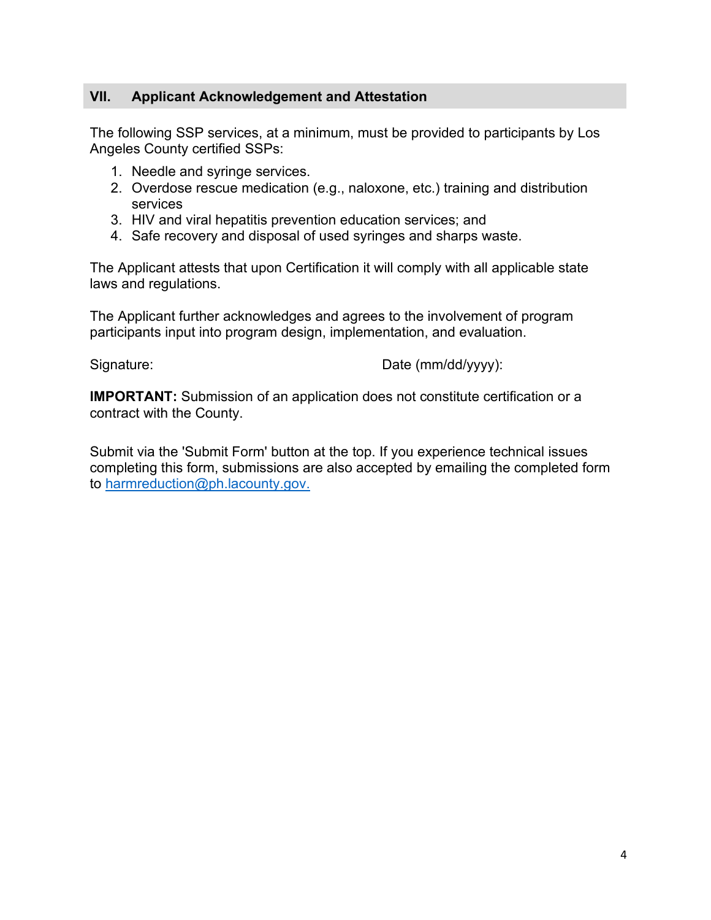## VII. Applicant Acknowledgement and Attestation

The following SSP services, at a minimum, must be provided to participants by Los Angeles County certified SSPs:

1. Needle and syringe services.
2. Overdose rescue medication (e.g., naloxone, etc.) training and distribution services
3. HIV and viral hepatitis prevention education services; and
4. Safe recovery and disposal of used syringes and sharps waste.

The Applicant attests that upon Certification it will comply with all applicable state laws and regulations.

The Applicant further acknowledges and agrees to the involvement of program participants input into program design, implementation, and evaluation.

Signature: Date (mm/dd/yyyy):

**IMPORTANT:** Submission of an application does not constitute certification or a contract with the County.

Submit via the 'Submit Form' button at the top. If you experience technical issues completing this form, submissions are also accepted by emailing the completed form to harmreduction@ph.lacounty.gov.